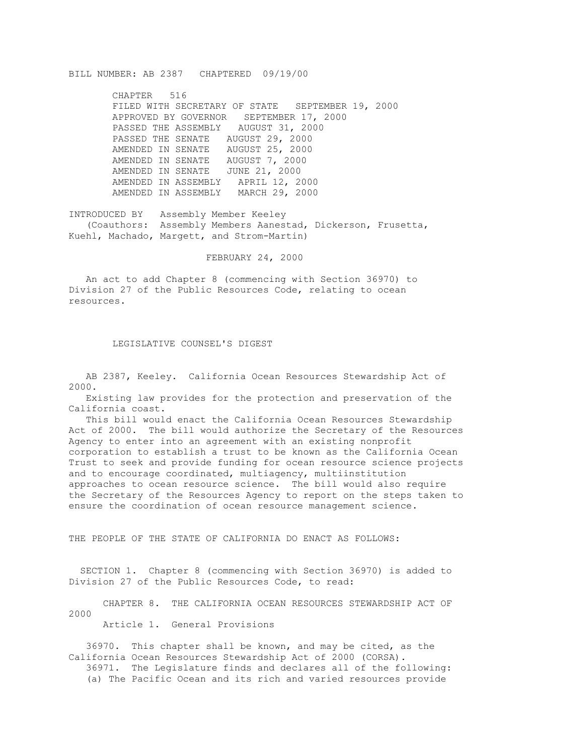BILL NUMBER: AB 2387 CHAPTERED 09/19/00

CHAPTER 516
FILED WITH SECRETARY OF STATE SEPTEMBER 19, 2000
APPROVED BY GOVERNOR SEPTEMBER 17, 2000
PASSED THE ASSEMBLY AUGUST 31, 2000
PASSED THE SENATE AUGUST 29, 2000
AMENDED IN SENATE AUGUST 25, 2000
AMENDED IN SENATE AUGUST 7, 2000
AMENDED IN SENATE JUNE 21, 2000
AMENDED IN ASSEMBLY APRIL 12, 2000
AMENDED IN ASSEMBLY MARCH 29, 2000

INTRODUCED BY Assembly Member Keeley
(Coauthors: Assembly Members Aanestad, Dickerson, Frusetta, Kuehl, Machado, Margett, and Strom-Martin)

FEBRUARY 24, 2000

An act to add Chapter 8 (commencing with Section 36970) to Division 27 of the Public Resources Code, relating to ocean resources.

## LEGISLATIVE COUNSEL'S DIGEST

AB 2387, Keeley. California Ocean Resources Stewardship Act of 2000.

Existing law provides for the protection and preservation of the California coast.

This bill would enact the California Ocean Resources Stewardship Act of 2000. The bill would authorize the Secretary of the Resources Agency to enter into an agreement with an existing nonprofit corporation to establish a trust to be known as the California Ocean Trust to seek and provide funding for ocean resource science projects and to encourage coordinated, multiagency, multiinstitution approaches to ocean resource science. The bill would also require the Secretary of the Resources Agency to report on the steps taken to ensure the coordination of ocean resource management science.

THE PEOPLE OF THE STATE OF CALIFORNIA DO ENACT AS FOLLOWS:

SECTION 1. Chapter 8 (commencing with Section 36970) is added to Division 27 of the Public Resources Code, to read:

## CHAPTER 8. THE CALIFORNIA OCEAN RESOURCES STEWARDSHIP ACT OF 2000

### Article 1. General Provisions

36970. This chapter shall be known, and may be cited, as the California Ocean Resources Stewardship Act of 2000 (CORSA).

36971. The Legislature finds and declares all of the following:

(a) The Pacific Ocean and its rich and varied resources provide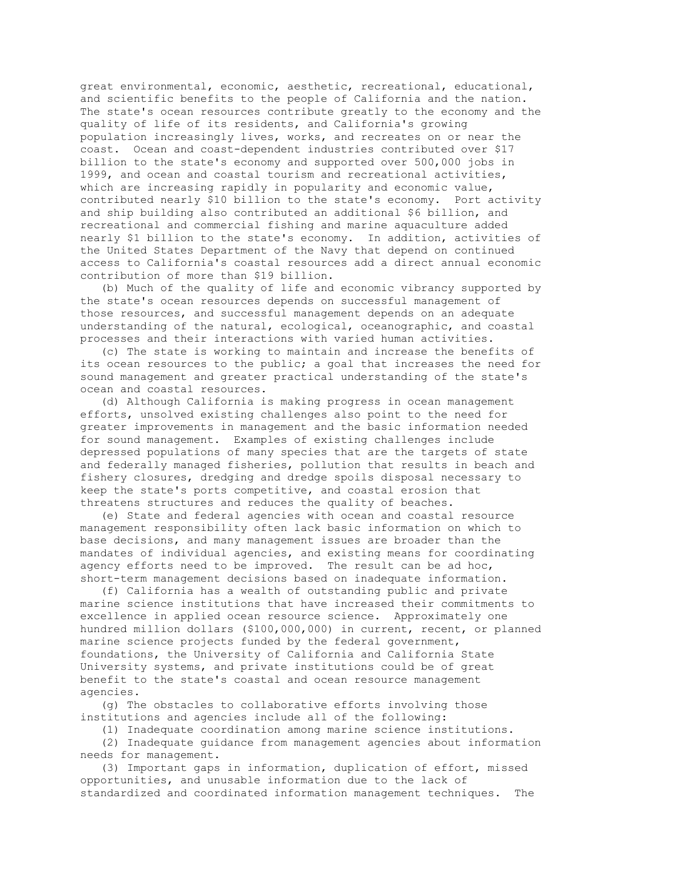great environmental, economic, aesthetic, recreational, educational, and scientific benefits to the people of California and the nation. The state's ocean resources contribute greatly to the economy and the quality of life of its residents, and California's growing population increasingly lives, works, and recreates on or near the coast. Ocean and coast-dependent industries contributed over $17 billion to the state's economy and supported over 500,000 jobs in 1999, and ocean and coastal tourism and recreational activities, which are increasing rapidly in popularity and economic value, contributed nearly $10 billion to the state's economy. Port activity and ship building also contributed an additional $6 billion, and recreational and commercial fishing and marine aquaculture added nearly $1 billion to the state's economy. In addition, activities of the United States Department of the Navy that depend on continued access to California's coastal resources add a direct annual economic contribution of more than $19 billion.

(b) Much of the quality of life and economic vibrancy supported by the state's ocean resources depends on successful management of those resources, and successful management depends on an adequate understanding of the natural, ecological, oceanographic, and coastal processes and their interactions with varied human activities.

(c) The state is working to maintain and increase the benefits of its ocean resources to the public; a goal that increases the need for sound management and greater practical understanding of the state's ocean and coastal resources.

(d) Although California is making progress in ocean management efforts, unsolved existing challenges also point to the need for greater improvements in management and the basic information needed for sound management. Examples of existing challenges include depressed populations of many species that are the targets of state and federally managed fisheries, pollution that results in beach and fishery closures, dredging and dredge spoils disposal necessary to keep the state's ports competitive, and coastal erosion that threatens structures and reduces the quality of beaches.

(e) State and federal agencies with ocean and coastal resource management responsibility often lack basic information on which to base decisions, and many management issues are broader than the mandates of individual agencies, and existing means for coordinating agency efforts need to be improved. The result can be ad hoc, short-term management decisions based on inadequate information.

(f) California has a wealth of outstanding public and private marine science institutions that have increased their commitments to excellence in applied ocean resource science. Approximately one hundred million dollars ($100,000,000) in current, recent, or planned marine science projects funded by the federal government, foundations, the University of California and California State University systems, and private institutions could be of great benefit to the state's coastal and ocean resource management agencies.

(g) The obstacles to collaborative efforts involving those institutions and agencies include all of the following:

(1) Inadequate coordination among marine science institutions.

(2) Inadequate guidance from management agencies about information needs for management.

(3) Important gaps in information, duplication of effort, missed opportunities, and unusable information due to the lack of standardized and coordinated information management techniques. The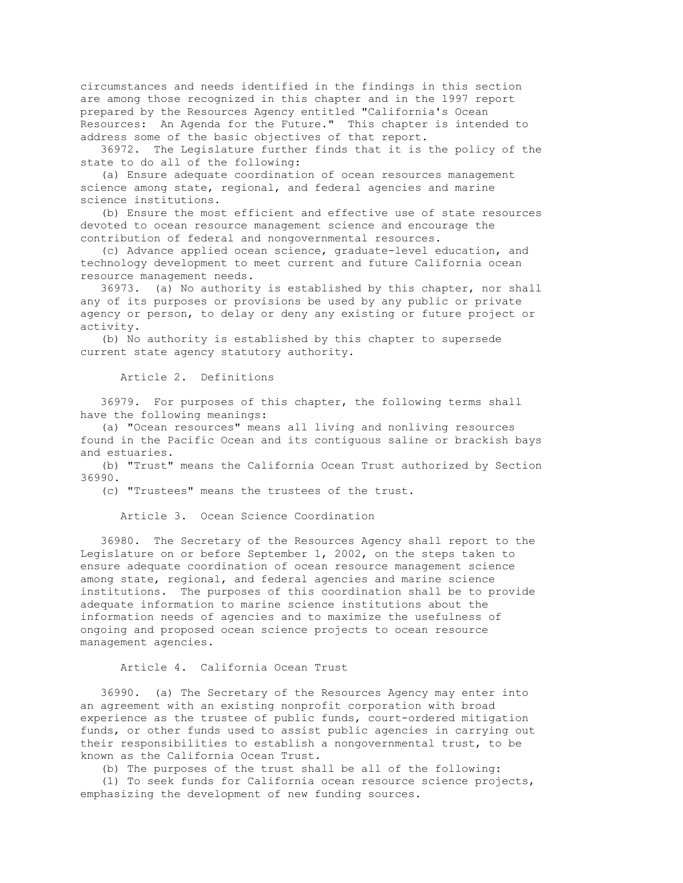circumstances and needs identified in the findings in this section are among those recognized in this chapter and in the 1997 report prepared by the Resources Agency entitled "California's Ocean Resources: An Agenda for the Future." This chapter is intended to address some of the basic objectives of that report.

36972. The Legislature further finds that it is the policy of the state to do all of the following:

(a) Ensure adequate coordination of ocean resources management science among state, regional, and federal agencies and marine science institutions.

(b) Ensure the most efficient and effective use of state resources devoted to ocean resource management science and encourage the contribution of federal and nongovernmental resources.

(c) Advance applied ocean science, graduate-level education, and technology development to meet current and future California ocean resource management needs.

36973. (a) No authority is established by this chapter, nor shall any of its purposes or provisions be used by any public or private agency or person, to delay or deny any existing or future project or activity.

(b) No authority is established by this chapter to supersede current state agency statutory authority.

## Article 2. Definitions

36979. For purposes of this chapter, the following terms shall have the following meanings:

(a) "Ocean resources" means all living and nonliving resources found in the Pacific Ocean and its contiguous saline or brackish bays and estuaries.

(b) "Trust" means the California Ocean Trust authorized by Section 36990.

(c) "Trustees" means the trustees of the trust.

## Article 3. Ocean Science Coordination

36980. The Secretary of the Resources Agency shall report to the Legislature on or before September 1, 2002, on the steps taken to ensure adequate coordination of ocean resource management science among state, regional, and federal agencies and marine science institutions. The purposes of this coordination shall be to provide adequate information to marine science institutions about the information needs of agencies and to maximize the usefulness of ongoing and proposed ocean science projects to ocean resource management agencies.

## Article 4. California Ocean Trust

36990. (a) The Secretary of the Resources Agency may enter into an agreement with an existing nonprofit corporation with broad experience as the trustee of public funds, court-ordered mitigation funds, or other funds used to assist public agencies in carrying out their responsibilities to establish a nongovernmental trust, to be known as the California Ocean Trust.

(b) The purposes of the trust shall be all of the following:

(1) To seek funds for California ocean resource science projects, emphasizing the development of new funding sources.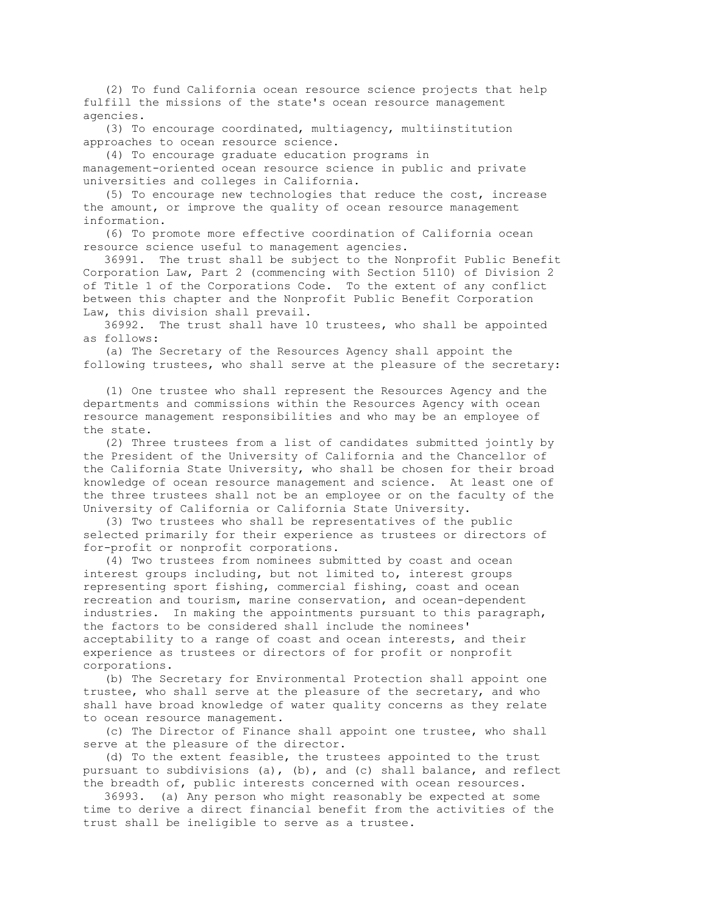(2) To fund California ocean resource science projects that help fulfill the missions of the state's ocean resource management agencies.

(3) To encourage coordinated, multiagency, multiinstitution approaches to ocean resource science.

(4) To encourage graduate education programs in management-oriented ocean resource science in public and private universities and colleges in California.

(5) To encourage new technologies that reduce the cost, increase the amount, or improve the quality of ocean resource management information.

(6) To promote more effective coordination of California ocean resource science useful to management agencies.

36991. The trust shall be subject to the Nonprofit Public Benefit Corporation Law, Part 2 (commencing with Section 5110) of Division 2 of Title 1 of the Corporations Code. To the extent of any conflict between this chapter and the Nonprofit Public Benefit Corporation Law, this division shall prevail.

36992. The trust shall have 10 trustees, who shall be appointed as follows:

(a) The Secretary of the Resources Agency shall appoint the following trustees, who shall serve at the pleasure of the secretary:

(1) One trustee who shall represent the Resources Agency and the departments and commissions within the Resources Agency with ocean resource management responsibilities and who may be an employee of the state.

(2) Three trustees from a list of candidates submitted jointly by the President of the University of California and the Chancellor of the California State University, who shall be chosen for their broad knowledge of ocean resource management and science. At least one of the three trustees shall not be an employee or on the faculty of the University of California or California State University.

(3) Two trustees who shall be representatives of the public selected primarily for their experience as trustees or directors of for-profit or nonprofit corporations.

(4) Two trustees from nominees submitted by coast and ocean interest groups including, but not limited to, interest groups representing sport fishing, commercial fishing, coast and ocean recreation and tourism, marine conservation, and ocean-dependent industries. In making the appointments pursuant to this paragraph, the factors to be considered shall include the nominees' acceptability to a range of coast and ocean interests, and their experience as trustees or directors of for profit or nonprofit corporations.

(b) The Secretary for Environmental Protection shall appoint one trustee, who shall serve at the pleasure of the secretary, and who shall have broad knowledge of water quality concerns as they relate to ocean resource management.

(c) The Director of Finance shall appoint one trustee, who shall serve at the pleasure of the director.

(d) To the extent feasible, the trustees appointed to the trust pursuant to subdivisions (a), (b), and (c) shall balance, and reflect the breadth of, public interests concerned with ocean resources.

36993. (a) Any person who might reasonably be expected at some time to derive a direct financial benefit from the activities of the trust shall be ineligible to serve as a trustee.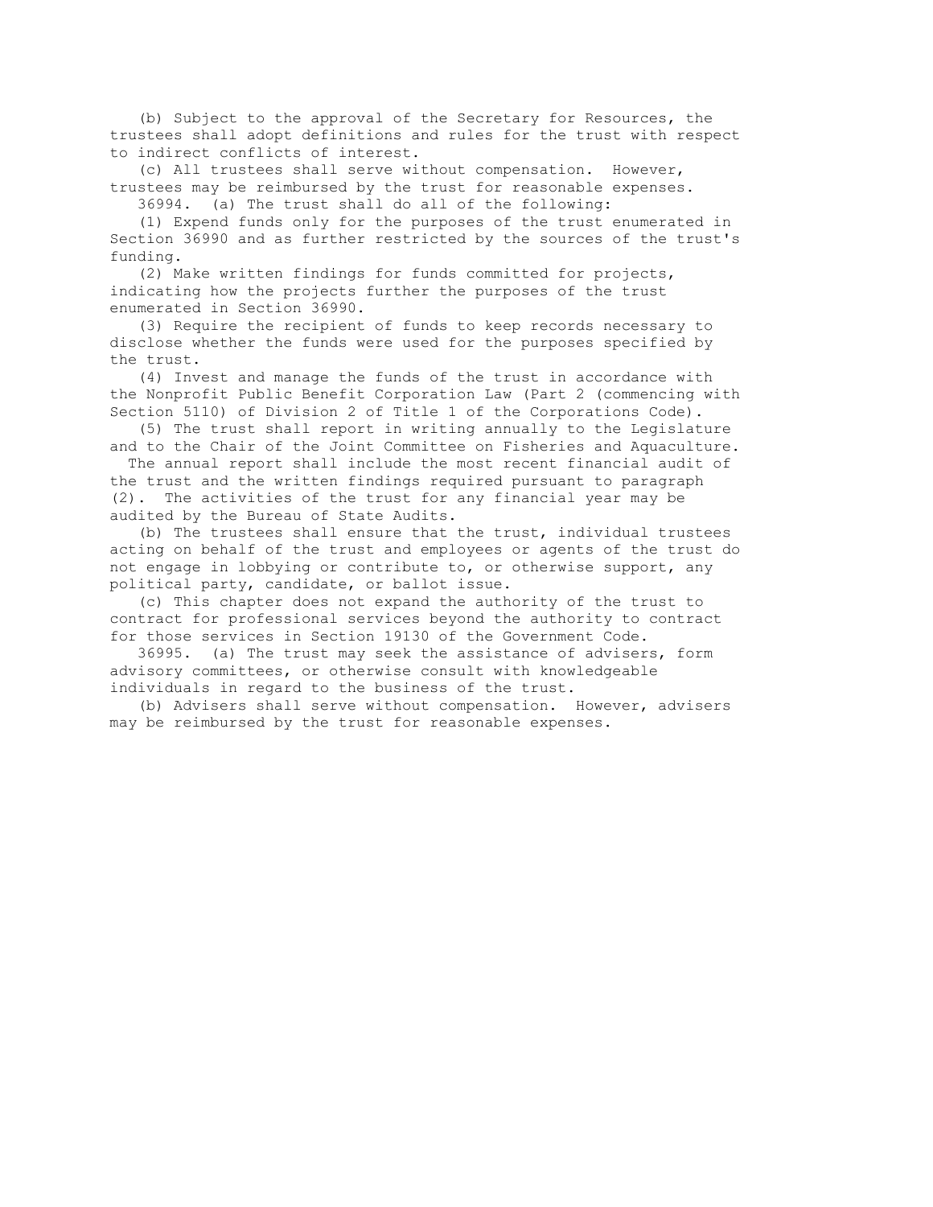(b) Subject to the approval of the Secretary for Resources, the trustees shall adopt definitions and rules for the trust with respect to indirect conflicts of interest.

(c) All trustees shall serve without compensation. However, trustees may be reimbursed by the trust for reasonable expenses.

36994. (a) The trust shall do all of the following:

(1) Expend funds only for the purposes of the trust enumerated in Section 36990 and as further restricted by the sources of the trust's funding.

(2) Make written findings for funds committed for projects, indicating how the projects further the purposes of the trust enumerated in Section 36990.

(3) Require the recipient of funds to keep records necessary to disclose whether the funds were used for the purposes specified by the trust.

(4) Invest and manage the funds of the trust in accordance with the Nonprofit Public Benefit Corporation Law (Part 2 (commencing with Section 5110) of Division 2 of Title 1 of the Corporations Code).

(5) The trust shall report in writing annually to the Legislature and to the Chair of the Joint Committee on Fisheries and Aquaculture. The annual report shall include the most recent financial audit of the trust and the written findings required pursuant to paragraph (2). The activities of the trust for any financial year may be audited by the Bureau of State Audits.

(b) The trustees shall ensure that the trust, individual trustees acting on behalf of the trust and employees or agents of the trust do not engage in lobbying or contribute to, or otherwise support, any political party, candidate, or ballot issue.

(c) This chapter does not expand the authority of the trust to contract for professional services beyond the authority to contract for those services in Section 19130 of the Government Code.

36995. (a) The trust may seek the assistance of advisers, form advisory committees, or otherwise consult with knowledgeable individuals in regard to the business of the trust.

(b) Advisers shall serve without compensation. However, advisers may be reimbursed by the trust for reasonable expenses.